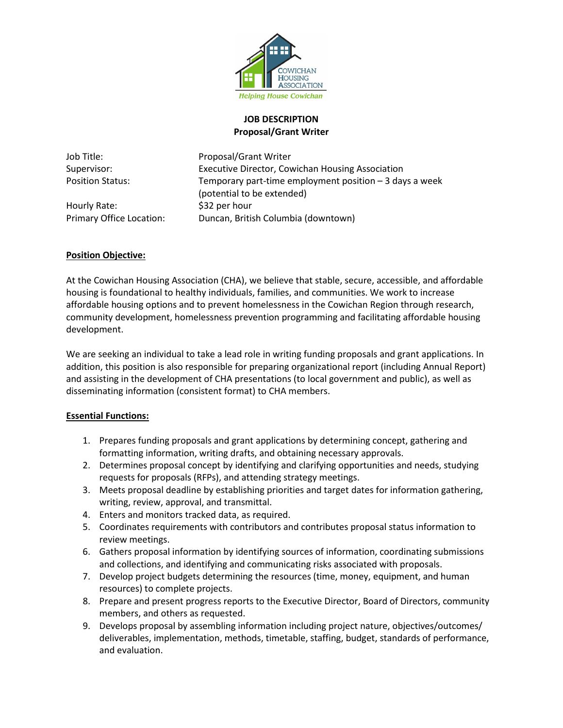COWICHAN HOUSING ASSOCIATION

*Helping House Cowichan*

# JOB DESCRIPTION
## Proposal/Grant Writer

| | |
|---|---|
| Job Title: | Proposal/Grant Writer |
| Supervisor: | Executive Director, Cowichan Housing Association |
| Position Status: | Temporary part-time employment position – 3 days a week (potential to be extended) |
| Hourly Rate: | $32 per hour |
| Primary Office Location: | Duncan, British Columbia (downtown) |

**Position Objective:**

At the Cowichan Housing Association (CHA), we believe that stable, secure, accessible, and affordable housing is foundational to healthy individuals, families, and communities. We work to increase affordable housing options and to prevent homelessness in the Cowichan Region through research, community development, homelessness prevention programming and facilitating affordable housing development.

We are seeking an individual to take a lead role in writing funding proposals and grant applications. In addition, this position is also responsible for preparing organizational report (including Annual Report) and assisting in the development of CHA presentations (to local government and public), as well as disseminating information (consistent format) to CHA members.

**Essential Functions:**

1. Prepares funding proposals and grant applications by determining concept, gathering and formatting information, writing drafts, and obtaining necessary approvals.
2. Determines proposal concept by identifying and clarifying opportunities and needs, studying requests for proposals (RFPs), and attending strategy meetings.
3. Meets proposal deadline by establishing priorities and target dates for information gathering, writing, review, approval, and transmittal.
4. Enters and monitors tracked data, as required.
5. Coordinates requirements with contributors and contributes proposal status information to review meetings.
6. Gathers proposal information by identifying sources of information, coordinating submissions and collections, and identifying and communicating risks associated with proposals.
7. Develop project budgets determining the resources (time, money, equipment, and human resources) to complete projects.
8. Prepare and present progress reports to the Executive Director, Board of Directors, community members, and others as requested.
9. Develops proposal by assembling information including project nature, objectives/outcomes/ deliverables, implementation, methods, timetable, staffing, budget, standards of performance, and evaluation.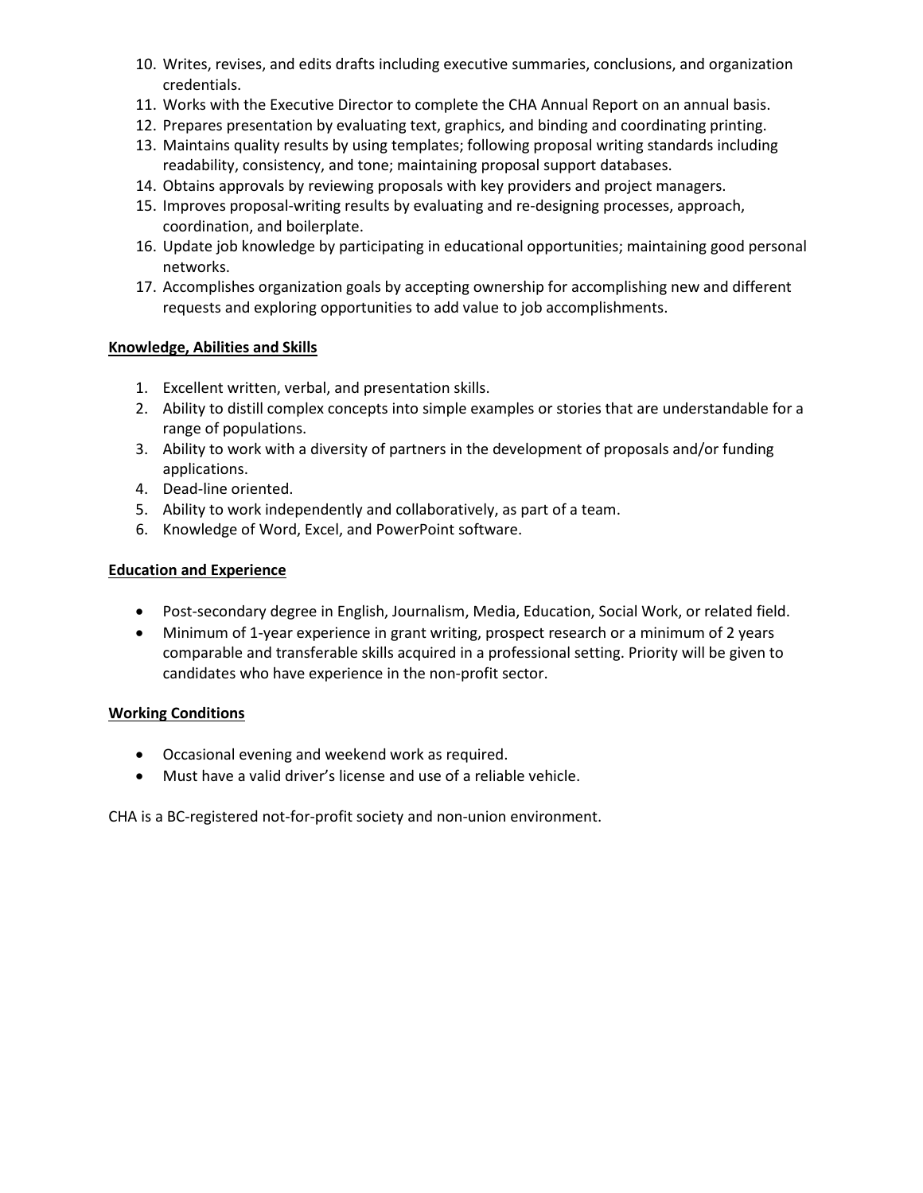10. Writes, revises, and edits drafts including executive summaries, conclusions, and organization credentials.
11. Works with the Executive Director to complete the CHA Annual Report on an annual basis.
12. Prepares presentation by evaluating text, graphics, and binding and coordinating printing.
13. Maintains quality results by using templates; following proposal writing standards including readability, consistency, and tone; maintaining proposal support databases.
14. Obtains approvals by reviewing proposals with key providers and project managers.
15. Improves proposal-writing results by evaluating and re-designing processes, approach, coordination, and boilerplate.
16. Update job knowledge by participating in educational opportunities; maintaining good personal networks.
17. Accomplishes organization goals by accepting ownership for accomplishing new and different requests and exploring opportunities to add value to job accomplishments.

**Knowledge, Abilities and Skills**

1. Excellent written, verbal, and presentation skills.
2. Ability to distill complex concepts into simple examples or stories that are understandable for a range of populations.
3. Ability to work with a diversity of partners in the development of proposals and/or funding applications.
4. Dead-line oriented.
5. Ability to work independently and collaboratively, as part of a team.
6. Knowledge of Word, Excel, and PowerPoint software.

**Education and Experience**

- Post-secondary degree in English, Journalism, Media, Education, Social Work, or related field.
- Minimum of 1-year experience in grant writing, prospect research or a minimum of 2 years comparable and transferable skills acquired in a professional setting. Priority will be given to candidates who have experience in the non-profit sector.

**Working Conditions**

- Occasional evening and weekend work as required.
- Must have a valid driver's license and use of a reliable vehicle.

CHA is a BC-registered not-for-profit society and non-union environment.